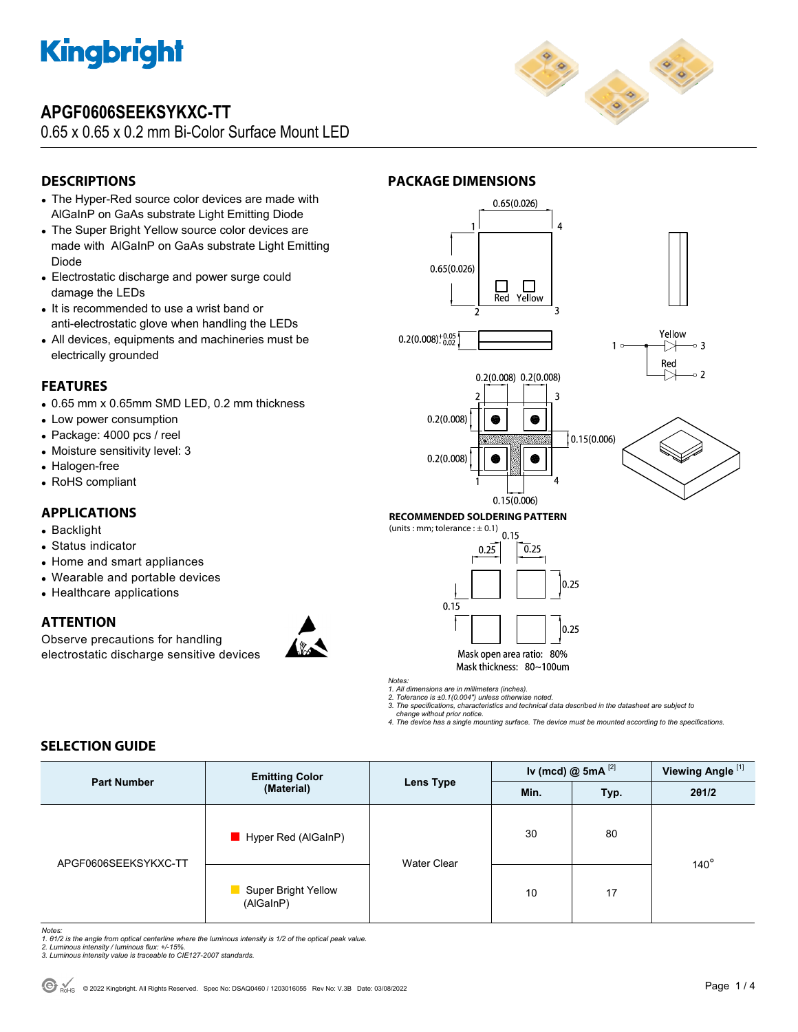# APGF0606SEEKSYKXC-TT

0.65 x 0.65 x 0.2 mm Bi-Color Surface Mount LED

## DESCRIPTIONS

- The Hyper-Red source color devices are made with AlGaInP on GaAs substrate Light Emitting Diode
- The Super Bright Yellow source color devices are made with AlGaInP on GaAs substrate Light Emitting Diode
- Electrostatic discharge and power surge could damage the LEDs
- It is recommended to use a wrist band or anti-electrostatic glove when handling the LEDs
- All devices, equipments and machineries must be electrically grounded

## FEATURES

- 0.65 mm x 0.65mm SMD LED, 0.2 mm thickness
- Low power consumption
- Package: 4000 pcs / reel
- Moisture sensitivity level: 3
- Halogen-free
- RoHS compliant

## APPLICATIONS

- Backlight
- Status indicator
- Home and smart appliances
- Wearable and portable devices
- Healthcare applications

## ATTENTION

Observe precautions for handling electrostatic discharge sensitive devices

## PACKAGE DIMENSIONS

0.65(0.026) × 0.65(0.026); thickness 0.2(0.008) +0.05/-0.02

Pads: 0.2(0.008), 0.2(0.008), 0.15(0.006)

Pin 1 — Yellow — 3; Pin 1 — Red — 2

### RECOMMENDED SOLDERING PATTERN

(units : mm; tolerance : ± 0.1)

Pads 0.25 × 0.25, spacing 0.15

Mask open area ratio: 80%

Mask thickness: 80~100um

*Notes:*
*1. All dimensions are in millimeters (inches).*
*2. Tolerance is ±0.1(0.004") unless otherwise noted.*
*3. The specifications, characteristics and technical data described in the datasheet are subject to change without prior notice.*
*4. The device has a single mounting surface. The device must be mounted according to the specifications.*

## SELECTION GUIDE

| Part Number | Emitting Color (Material) | Lens Type | Iv (mcd) @ 5mA [2] | | Viewing Angle [1] |
|---|---|---|---|---|---|
| | | | Min. | Typ. | 2θ1/2 |
| APGF0606SEEKSYKXC-TT | Hyper Red (AlGaInP) | Water Clear | 30 | 80 | 140° |
| | Super Bright Yellow (AlGaInP) | | 10 | 17 | |

*Notes:*
*1. θ1/2 is the angle from optical centerline where the luminous intensity is 1/2 of the optical peak value.*
*2. Luminous intensity / luminous flux: +/-15%.*
*3. Luminous intensity value is traceable to CIE127-2007 standards.*

© 2022 Kingbright. All Rights Reserved. Spec No: DSAQ0460 / 1203016055 Rev No: V.3B Date: 03/08/2022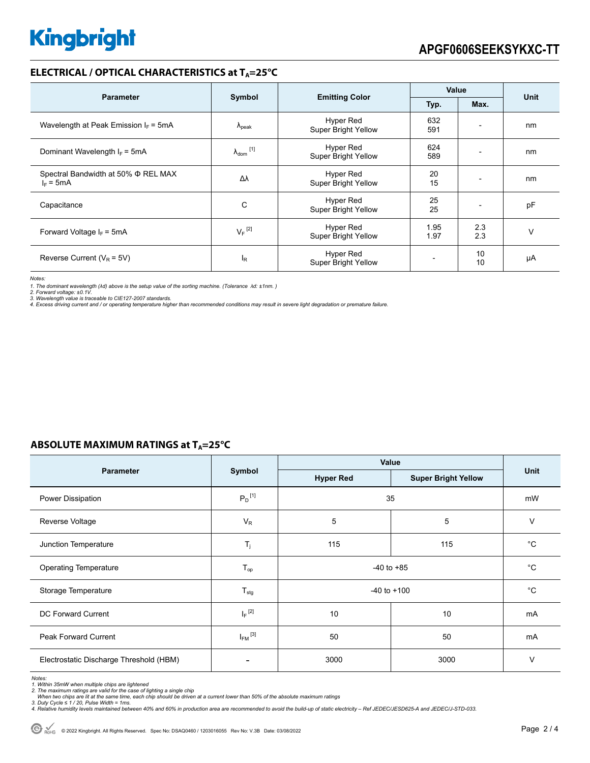## ELECTRICAL / OPTICAL CHARACTERISTICS at $T_A$=25°C

| Parameter | Symbol | Emitting Color | Value | | Unit |
|---|---|---|---|---|---|
| | | | Typ. | Max. | |
| Wavelength at Peak Emission $I_F$ = 5mA | $\lambda_{peak}$ | Hyper Red<br>Super Bright Yellow | 632<br>591 | - | nm |
| Dominant Wavelength $I_F$ = 5mA | $\lambda_{dom}$ [1] | Hyper Red<br>Super Bright Yellow | 624<br>589 | - | nm |
| Spectral Bandwidth at 50% Φ REL MAX $I_F$ = 5mA | Δλ | Hyper Red<br>Super Bright Yellow | 20<br>15 | - | nm |
| Capacitance | C | Hyper Red<br>Super Bright Yellow | 25<br>25 | - | pF |
| Forward Voltage $I_F$ = 5mA | $V_F$ [2] | Hyper Red<br>Super Bright Yellow | 1.95<br>1.97 | 2.3<br>2.3 | V |
| Reverse Current ($V_R$ = 5V) | $I_R$ | Hyper Red<br>Super Bright Yellow | - | 10<br>10 | μA |

*Notes:*
*1. The dominant wavelength (λd) above is the setup value of the sorting machine. (Tolerance λd: ±1nm. )*
*2. Forward voltage: ±0.1V.*
*3. Wavelength value is traceable to CIE127-2007 standards.*
*4. Excess driving current and / or operating temperature higher than recommended conditions may result in severe light degradation or premature failure.*

## ABSOLUTE MAXIMUM RATINGS at $T_A$=25°C

| Parameter | Symbol | Value | | Unit |
|---|---|---|---|---|
| | | Hyper Red | Super Bright Yellow | |
| Power Dissipation | $P_D$ [1] | 35 | | mW |
| Reverse Voltage | $V_R$ | 5 | 5 | V |
| Junction Temperature | $T_j$ | 115 | 115 | °C |
| Operating Temperature | $T_{op}$ | -40 to +85 | | °C |
| Storage Temperature | $T_{stg}$ | -40 to +100 | | °C |
| DC Forward Current | $I_F$ [2] | 10 | 10 | mA |
| Peak Forward Current | $I_{FM}$ [3] | 50 | 50 | mA |
| Electrostatic Discharge Threshold (HBM) | - | 3000 | 3000 | V |

*Notes:*
*1. Within 35mW when multiple chips are lightened*
*2. The maximum ratings are valid for the case of lighting a single chip*
*When two chips are lit at the same time, each chip should be driven at a current lower than 50% of the absolute maximum ratings*
*3. Duty Cycle ≤ 1 / 20, Pulse Width = 1ms.*
*4. Relative humidity levels maintained between 40% and 60% in production area are recommended to avoid the build-up of static electricity – Ref JEDEC/JESD625-A and JEDEC/J-STD-033.*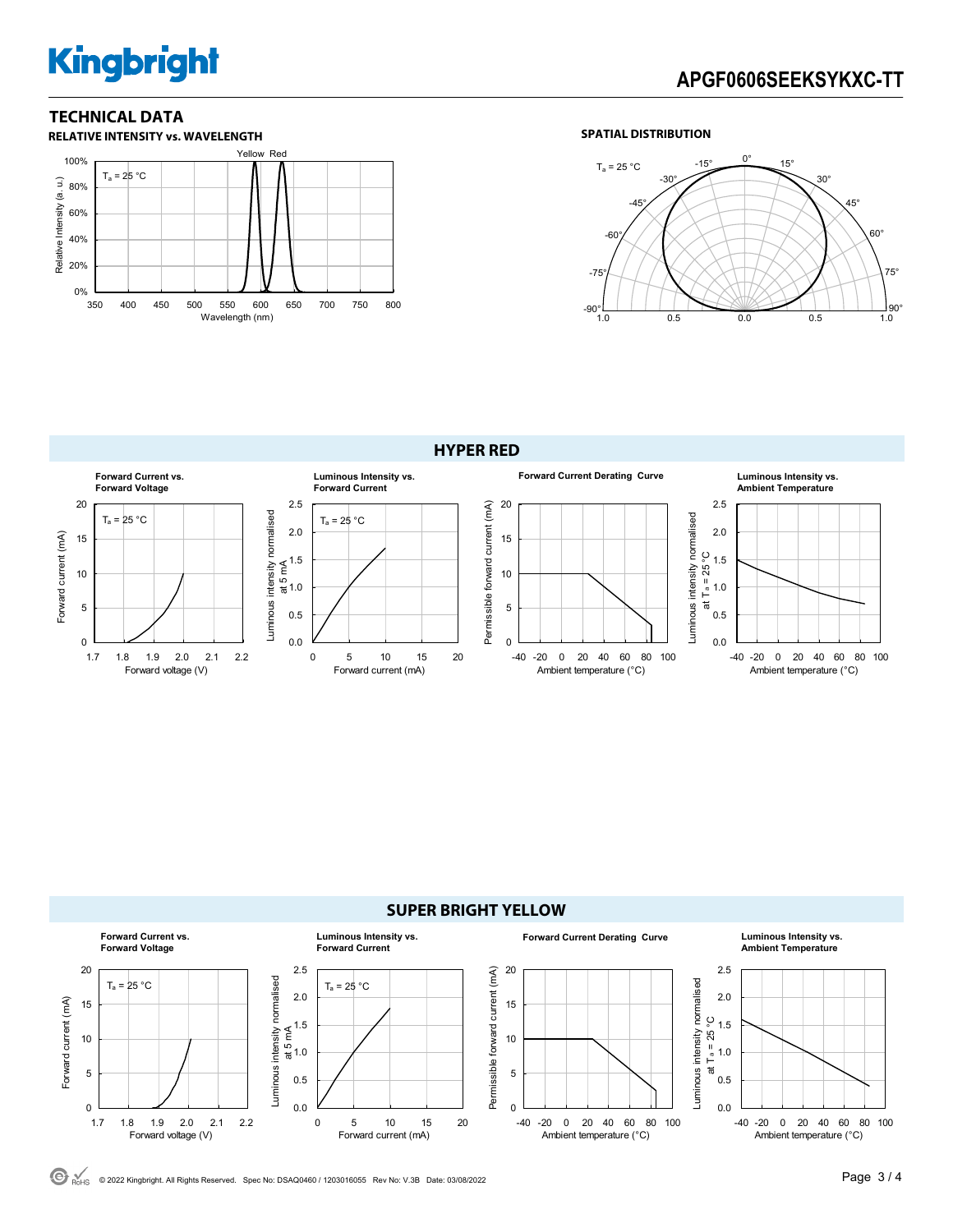## TECHNICAL DATA

### RELATIVE INTENSITY vs. WAVELENGTH

### SPATIAL DISTRIBUTION

## HYPER RED

**Forward Current vs. Forward Voltage**

**Luminous Intensity vs. Forward Current**

**Forward Current Derating Curve**

**Luminous Intensity vs. Ambient Temperature**

## SUPER BRIGHT YELLOW

**Forward Current vs. Forward Voltage**

**Luminous Intensity vs. Forward Current**

**Forward Current Derating Curve**

**Luminous Intensity vs. Ambient Temperature**

© 2022 Kingbright. All Rights Reserved. Spec No: DSAQ0460 / 1203016055 Rev No: V.3B Date: 03/08/2022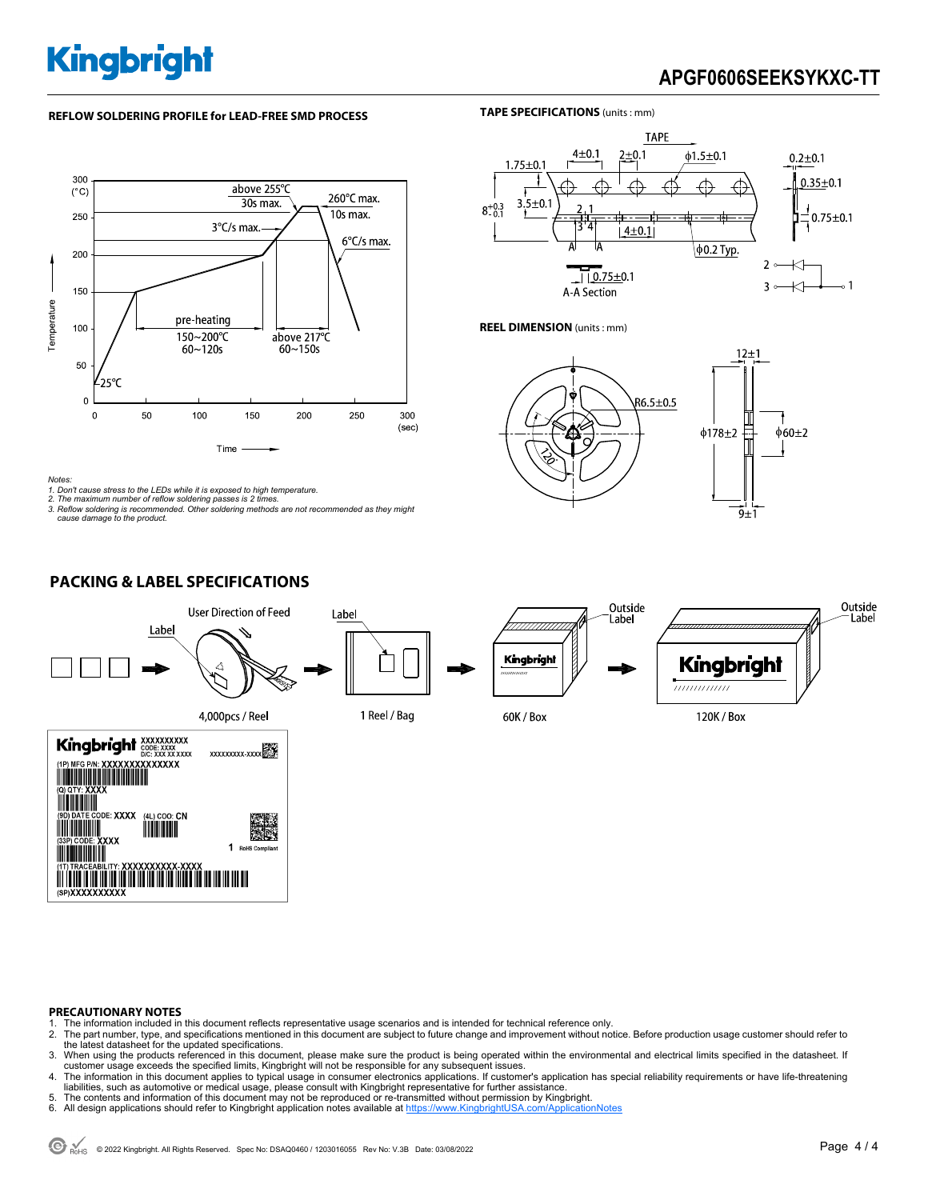## REFLOW SOLDERING PROFILE for LEAD-FREE SMD PROCESS

300
(°C)
250
200
150
100
50
0
Temperature
0
50
100
150
200
250
300
(sec)
Time
above 255°C
30s max.
260°C max.
10s max.
3°C/s max.
6°C/s max.
pre-heating
150~200°C
60~120s
above 217°C
60~150s
25°C

*Notes:*
*1. Don't cause stress to the LEDs while it is exposed to high temperature.*
*2. The maximum number of reflow soldering passes is 2 times.*
*3. Reflow soldering is recommended. Other soldering methods are not recommended as they might cause damage to the product.*

## TAPE SPECIFICATIONS (units : mm)

TAPE
1.75±0.1
4±0.1
2±0.1
ϕ1.5±0.1
0.2±0.1
0.35±0.1
0.75±0.1
$8^{+0.3}_{-0.1}$
3.5±0.1
2 1
3 4
4±0.1
A A
ϕ0.2 Typ.
0.75±0.1
A-A Section
2
3
1

## REEL DIMENSION (units : mm)

R6.5±0.5
120°
12±1
ϕ178±2
ϕ60±2
9±1

## PACKING & LABEL SPECIFICATIONS

User Direction of Feed
Label
Label
Outside Label
Outside Label
4,000pcs / Reel
1 Reel / Bag
60K / Box
120K / Box

Kingbright XXXXXXXXXX
CODE: XXXX
D/C: XXX XX XXXX
XXXXXXXXX-XXXX
(1P) MFG P/N: XXXXXXXXXXXXXX
(Q) QTY: XXXX
(9D) DATE CODE: XXXX (4L) COO: CN
(33P) CODE: XXXX
1 RoHS Compliant
(1T) TRACEABILITY: XXXXXXXXXX-XXXX
(SP)XXXXXXXXXX

## PRECAUTIONARY NOTES

1. The information included in this document reflects representative usage scenarios and is intended for technical reference only.
2. The part number, type, and specifications mentioned in this document are subject to future change and improvement without notice. Before production usage customer should refer to the latest datasheet for the updated specifications.
3. When using the products referenced in this document, please make sure the product is being operated within the environmental and electrical limits specified in the datasheet. If customer usage exceeds the specified limits, Kingbright will not be responsible for any subsequent issues.
4. The information in this document applies to typical usage in consumer electronics applications. If customer's application has special reliability requirements or have life-threatening liabilities, such as automotive or medical usage, please consult with Kingbright representative for further assistance.
5. The contents and information of this document may not be reproduced or re-transmitted without permission by Kingbright.
6. All design applications should refer to Kingbright application notes available at https://www.KingbrightUSA.com/ApplicationNotes

© 2022 Kingbright. All Rights Reserved. Spec No: DSAQ0460 / 1203016055 Rev No: V.3B Date: 03/08/2022